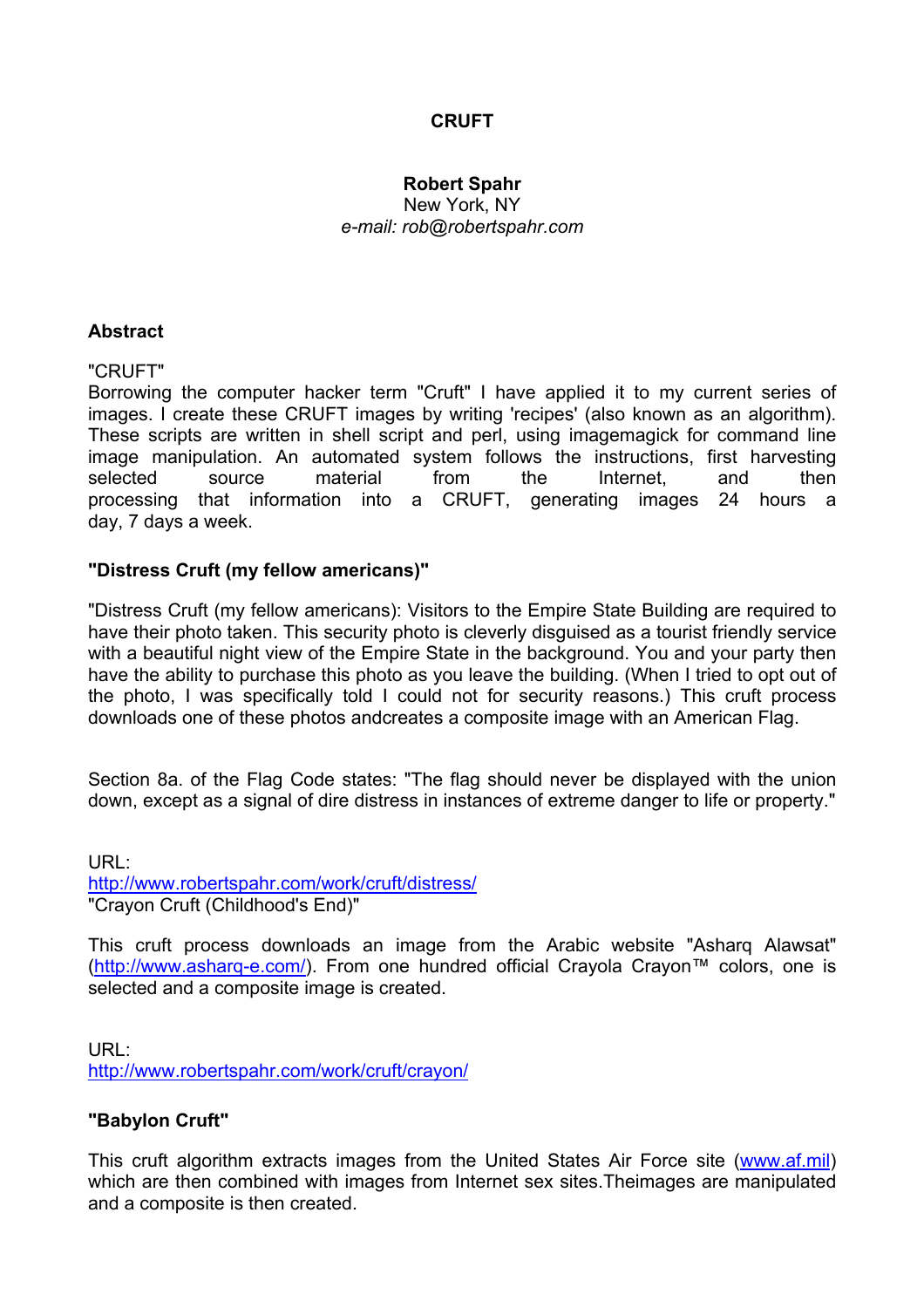# CRUFT

**Robert Spahr**
New York, NY
*e-mail: rob@robertspahr.com*

## Abstract

"CRUFT"
Borrowing the computer hacker term "Cruft" I have applied it to my current series of images. I create these CRUFT images by writing 'recipes' (also known as an algorithm). These scripts are written in shell script and perl, using imagemagick for command line image manipulation. An automated system follows the instructions, first harvesting selected source material from the Internet, and then processing that information into a CRUFT, generating images 24 hours a day, 7 days a week.

## "Distress Cruft (my fellow americans)"

"Distress Cruft (my fellow americans): Visitors to the Empire State Building are required to have their photo taken. This security photo is cleverly disguised as a tourist friendly service with a beautiful night view of the Empire State in the background. You and your party then have the ability to purchase this photo as you leave the building. (When I tried to opt out of the photo, I was specifically told I could not for security reasons.) This cruft process downloads one of these photos andcreates a composite image with an American Flag.

Section 8a. of the Flag Code states: "The flag should never be displayed with the union down, except as a signal of dire distress in instances of extreme danger to life or property."

URL:
[http://www.robertspahr.com/work/cruft/distress/](http://www.robertspahr.com/work/cruft/distress/)
"Crayon Cruft (Childhood's End)"

This cruft process downloads an image from the Arabic website "Asharq Alawsat" ([http://www.asharq-e.com/](http://www.asharq-e.com/)). From one hundred official Crayola Crayon™ colors, one is selected and a composite image is created.

URL:
[http://www.robertspahr.com/work/cruft/crayon/](http://www.robertspahr.com/work/cruft/crayon/)

## "Babylon Cruft"

This cruft algorithm extracts images from the United States Air Force site ([www.af.mil](http://www.af.mil)) which are then combined with images from Internet sex sites.Theimages are manipulated and a composite is then created.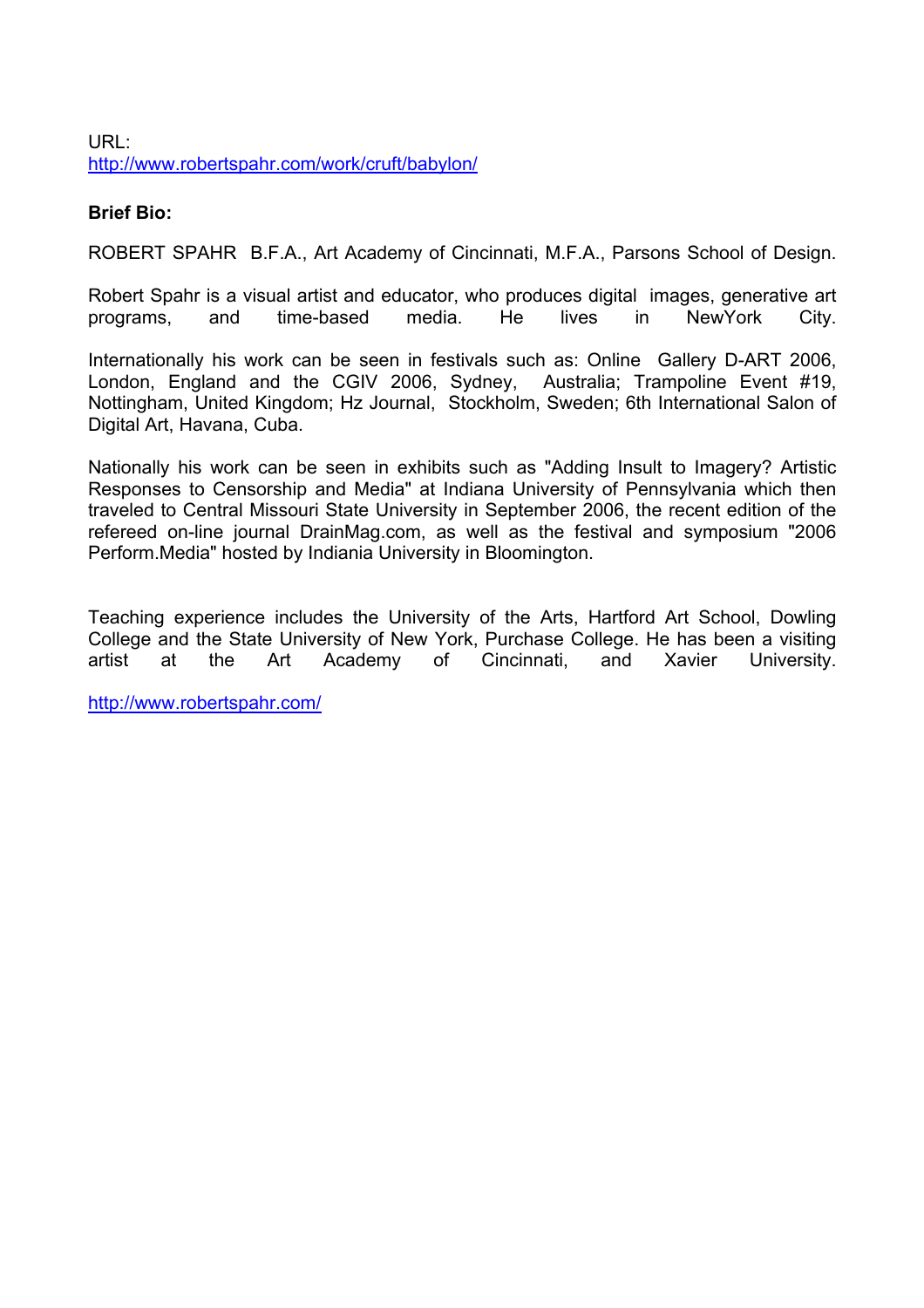URL:
http://www.robertspahr.com/work/cruft/babylon/

**Brief Bio:**

ROBERT SPAHR B.F.A., Art Academy of Cincinnati, M.F.A., Parsons School of Design.

Robert Spahr is a visual artist and educator, who produces digital images, generative art programs, and time-based media. He lives in NewYork City.

Internationally his work can be seen in festivals such as: Online Gallery D-ART 2006, London, England and the CGIV 2006, Sydney, Australia; Trampoline Event #19, Nottingham, United Kingdom; Hz Journal, Stockholm, Sweden; 6th International Salon of Digital Art, Havana, Cuba.

Nationally his work can be seen in exhibits such as "Adding Insult to Imagery? Artistic Responses to Censorship and Media" at Indiana University of Pennsylvania which then traveled to Central Missouri State University in September 2006, the recent edition of the refereed on-line journal DrainMag.com, as well as the festival and symposium "2006 Perform.Media" hosted by Indiania University in Bloomington.

Teaching experience includes the University of the Arts, Hartford Art School, Dowling College and the State University of New York, Purchase College. He has been a visiting artist at the Art Academy of Cincinnati, and Xavier University.

http://www.robertspahr.com/